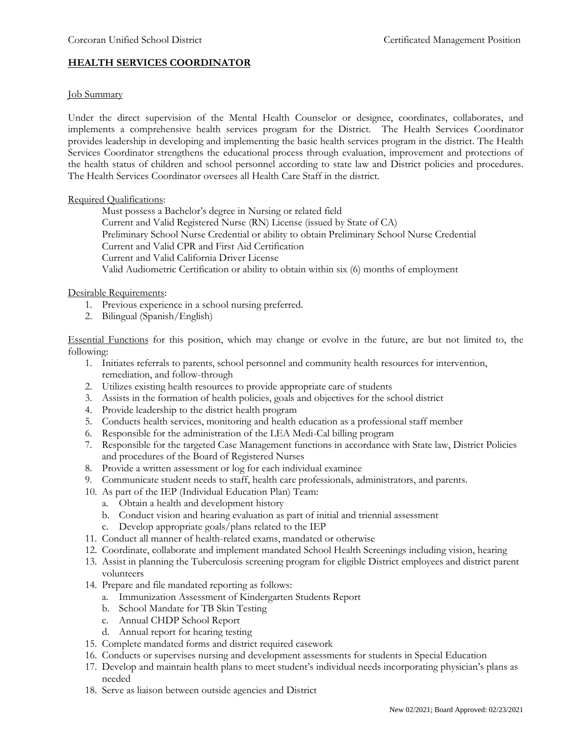# HEALTH SERVICES COORDINATOR

## Job Summary

Under the direct supervision of the Mental Health Counselor or designee, coordinates, collaborates, and implements a comprehensive health services program for the District. The Health Services Coordinator provides leadership in developing and implementing the basic health services program in the district. The Health Services Coordinator strengthens the educational process through evaluation, improvement and protections of the health status of children and school personnel according to state law and District policies and procedures. The Health Services Coordinator oversees all Health Care Staff in the district.

## Required Qualifications:

Must possess a Bachelor's degree in Nursing or related field
Current and Valid Registered Nurse (RN) License (issued by State of CA)
Preliminary School Nurse Credential or ability to obtain Preliminary School Nurse Credential
Current and Valid CPR and First Aid Certification
Current and Valid California Driver License
Valid Audiometric Certification or ability to obtain within six (6) months of employment

## Desirable Requirements:

1. Previous experience in a school nursing preferred.
2. Bilingual (Spanish/English)

Essential Functions for this position, which may change or evolve in the future, are but not limited to, the following:

1. Initiates referrals to parents, school personnel and community health resources for intervention, remediation, and follow-through
2. Utilizes existing health resources to provide appropriate care of students
3. Assists in the formation of health policies, goals and objectives for the school district
4. Provide leadership to the district health program
5. Conducts health services, monitoring and health education as a professional staff member
6. Responsible for the administration of the LEA Medi-Cal billing program
7. Responsible for the targeted Case Management functions in accordance with State law, District Policies and procedures of the Board of Registered Nurses
8. Provide a written assessment or log for each individual examinee
9. Communicate student needs to staff, health care professionals, administrators, and parents.
10. As part of the IEP (Individual Education Plan) Team:
    a. Obtain a health and development history
    b. Conduct vision and hearing evaluation as part of initial and triennial assessment
    c. Develop appropriate goals/plans related to the IEP
11. Conduct all manner of health-related exams, mandated or otherwise
12. Coordinate, collaborate and implement mandated School Health Screenings including vision, hearing
13. Assist in planning the Tuberculosis screening program for eligible District employees and district parent volunteers
14. Prepare and file mandated reporting as follows:
    a. Immunization Assessment of Kindergarten Students Report
    b. School Mandate for TB Skin Testing
    c. Annual CHDP School Report
    d. Annual report for hearing testing
15. Complete mandated forms and district required casework
16. Conducts or supervises nursing and development assessments for students in Special Education
17. Develop and maintain health plans to meet student's individual needs incorporating physician's plans as needed
18. Serve as liaison between outside agencies and District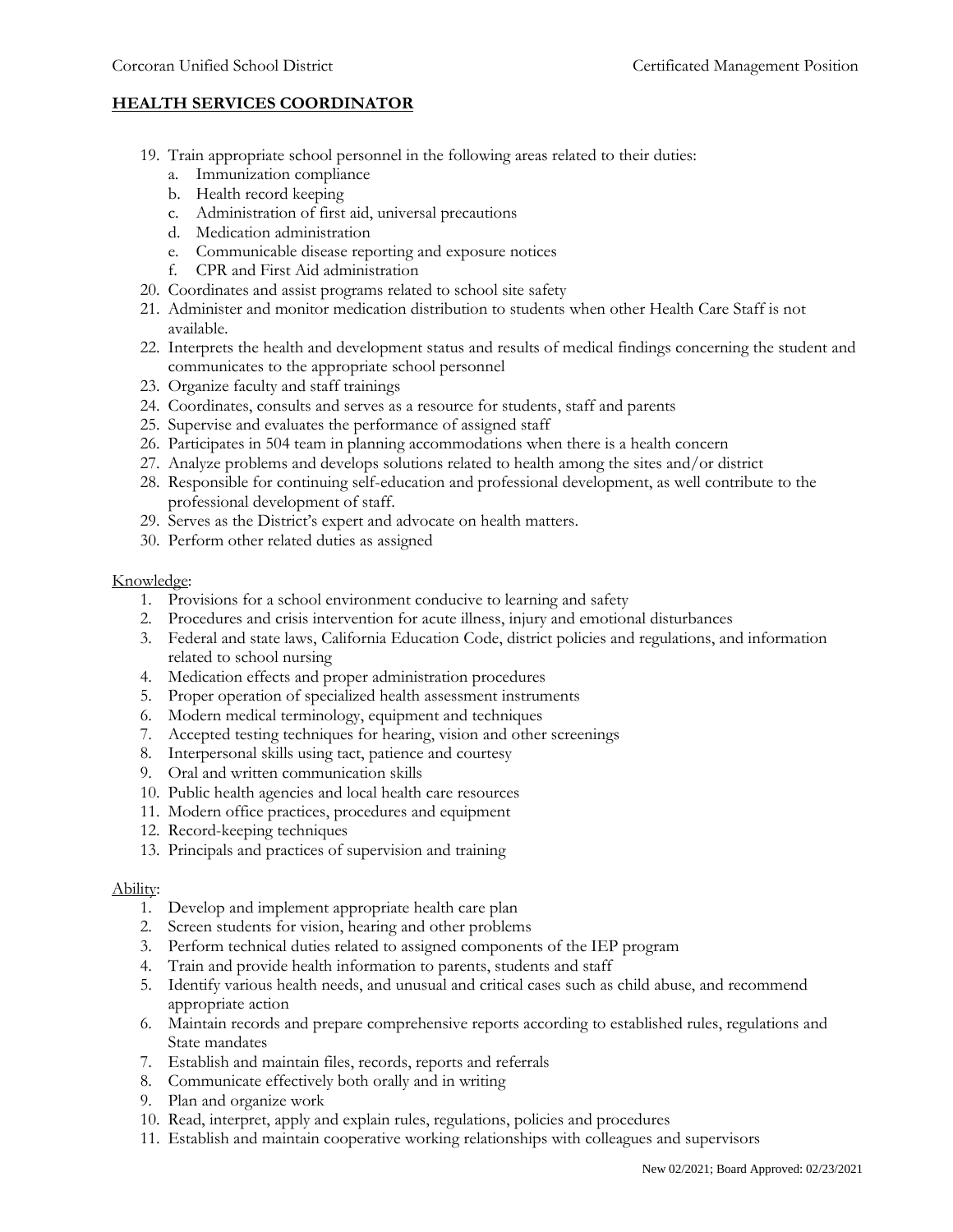## HEALTH SERVICES COORDINATOR

19. Train appropriate school personnel in the following areas related to their duties:
    a. Immunization compliance
    b. Health record keeping
    c. Administration of first aid, universal precautions
    d. Medication administration
    e. Communicable disease reporting and exposure notices
    f. CPR and First Aid administration
20. Coordinates and assist programs related to school site safety
21. Administer and monitor medication distribution to students when other Health Care Staff is not available.
22. Interprets the health and development status and results of medical findings concerning the student and communicates to the appropriate school personnel
23. Organize faculty and staff trainings
24. Coordinates, consults and serves as a resource for students, staff and parents
25. Supervise and evaluates the performance of assigned staff
26. Participates in 504 team in planning accommodations when there is a health concern
27. Analyze problems and develops solutions related to health among the sites and/or district
28. Responsible for continuing self-education and professional development, as well contribute to the professional development of staff.
29. Serves as the District's expert and advocate on health matters.
30. Perform other related duties as assigned

Knowledge:

1. Provisions for a school environment conducive to learning and safety
2. Procedures and crisis intervention for acute illness, injury and emotional disturbances
3. Federal and state laws, California Education Code, district policies and regulations, and information related to school nursing
4. Medication effects and proper administration procedures
5. Proper operation of specialized health assessment instruments
6. Modern medical terminology, equipment and techniques
7. Accepted testing techniques for hearing, vision and other screenings
8. Interpersonal skills using tact, patience and courtesy
9. Oral and written communication skills
10. Public health agencies and local health care resources
11. Modern office practices, procedures and equipment
12. Record-keeping techniques
13. Principals and practices of supervision and training

Ability:

1. Develop and implement appropriate health care plan
2. Screen students for vision, hearing and other problems
3. Perform technical duties related to assigned components of the IEP program
4. Train and provide health information to parents, students and staff
5. Identify various health needs, and unusual and critical cases such as child abuse, and recommend appropriate action
6. Maintain records and prepare comprehensive reports according to established rules, regulations and State mandates
7. Establish and maintain files, records, reports and referrals
8. Communicate effectively both orally and in writing
9. Plan and organize work
10. Read, interpret, apply and explain rules, regulations, policies and procedures
11. Establish and maintain cooperative working relationships with colleagues and supervisors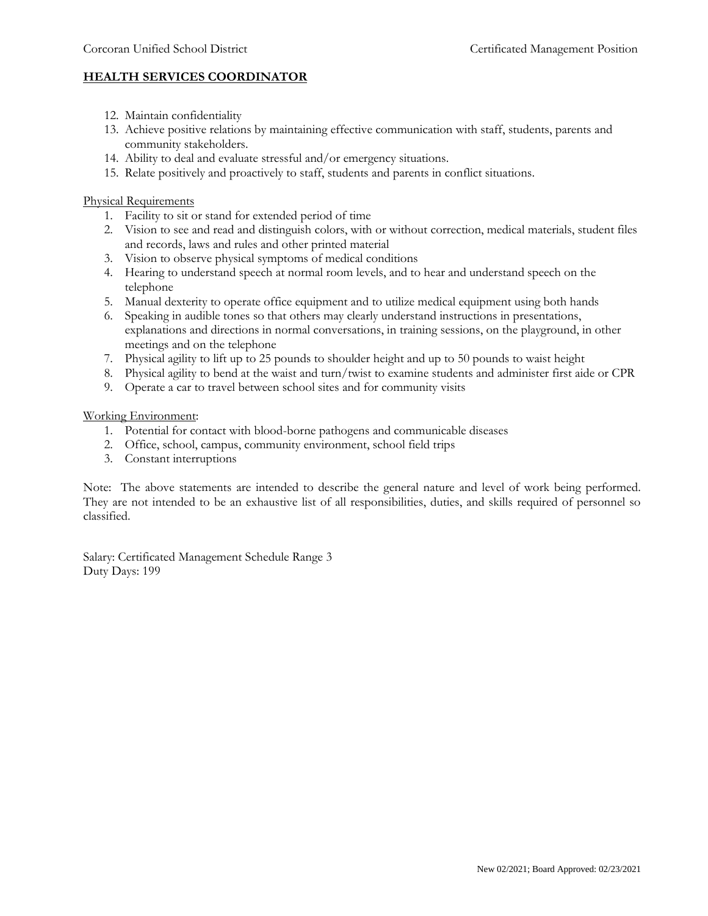**HEALTH SERVICES COORDINATOR**

12. Maintain confidentiality
13. Achieve positive relations by maintaining effective communication with staff, students, parents and community stakeholders.
14. Ability to deal and evaluate stressful and/or emergency situations.
15. Relate positively and proactively to staff, students and parents in conflict situations.

Physical Requirements

1. Facility to sit or stand for extended period of time
2. Vision to see and read and distinguish colors, with or without correction, medical materials, student files and records, laws and rules and other printed material
3. Vision to observe physical symptoms of medical conditions
4. Hearing to understand speech at normal room levels, and to hear and understand speech on the telephone
5. Manual dexterity to operate office equipment and to utilize medical equipment using both hands
6. Speaking in audible tones so that others may clearly understand instructions in presentations, explanations and directions in normal conversations, in training sessions, on the playground, in other meetings and on the telephone
7. Physical agility to lift up to 25 pounds to shoulder height and up to 50 pounds to waist height
8. Physical agility to bend at the waist and turn/twist to examine students and administer first aide or CPR
9. Operate a car to travel between school sites and for community visits

Working Environment:

1. Potential for contact with blood-borne pathogens and communicable diseases
2. Office, school, campus, community environment, school field trips
3. Constant interruptions

Note: The above statements are intended to describe the general nature and level of work being performed. They are not intended to be an exhaustive list of all responsibilities, duties, and skills required of personnel so classified.

Salary: Certificated Management Schedule Range 3
Duty Days: 199